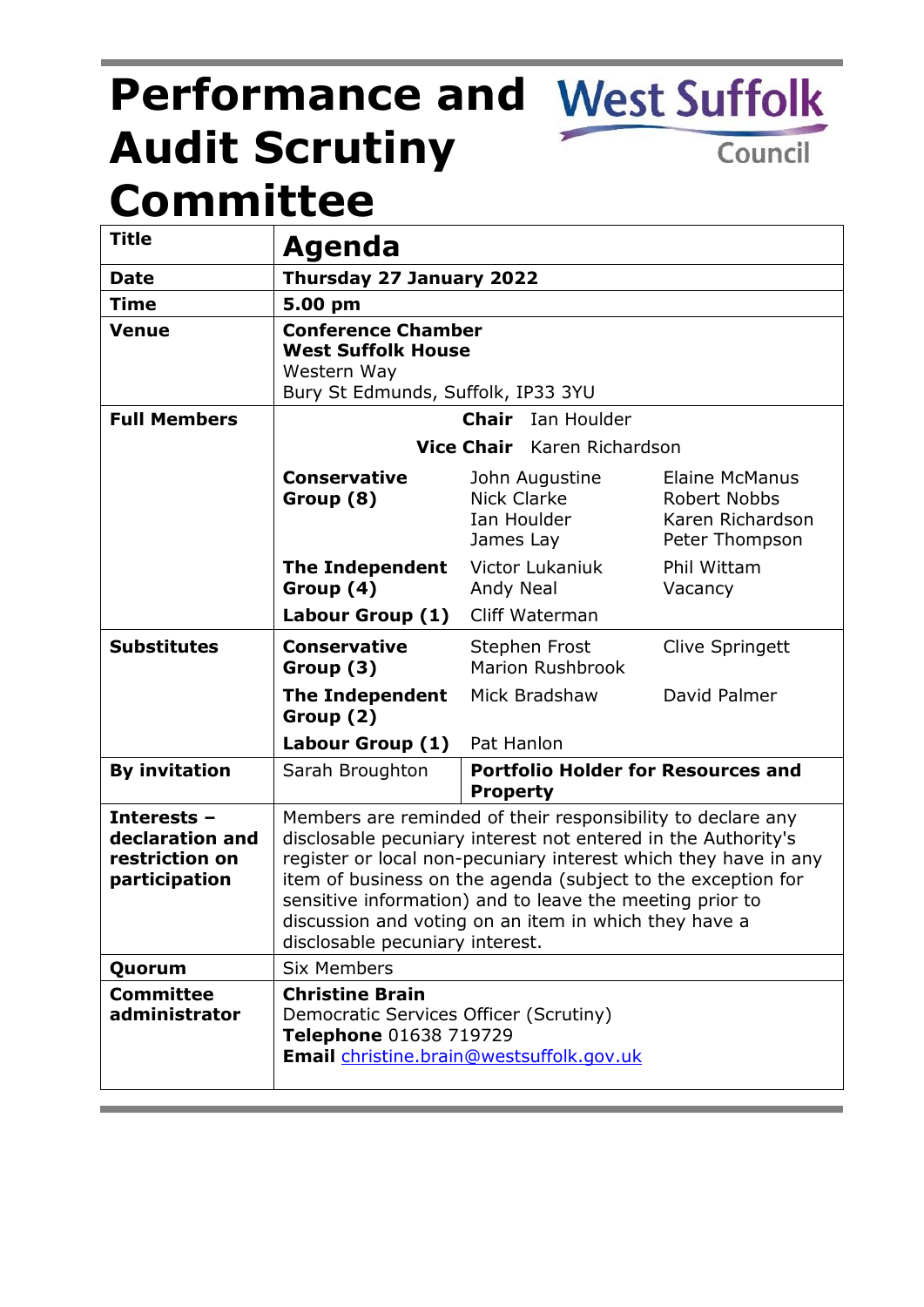# Performance and Audit Scrutiny Committee

West Suffolk Council

| **Title** | **Agenda** | |
|---|---|---|
| **Date** | **Thursday 27 January 2022** | |
| **Time** | **5.00 pm** | |
| **Venue** | **Conference Chamber**<br>**West Suffolk House**<br>Western Way<br>Bury St Edmunds, Suffolk, IP33 3YU | |
| **Full Members** | **Chair** Ian Houlder<br>**Vice Chair** Karen Richardson | |
| | **Conservative Group (8)** | John Augustine, Nick Clarke, Ian Houlder, James Lay, Elaine McManus, Robert Nobbs, Karen Richardson, Peter Thompson |
| | **The Independent Group (4)** | Victor Lukaniuk, Andy Neal, Phil Wittam, Vacancy |
| | **Labour Group (1)** | Cliff Waterman |
| **Substitutes** | **Conservative Group (3)** | Stephen Frost, Marion Rushbrook, Clive Springett |
| | **The Independent Group (2)** | Mick Bradshaw, David Palmer |
| | **Labour Group (1)** | Pat Hanlon |
| **By invitation** | Sarah Broughton | **Portfolio Holder for Resources and Property** |
| **Interests – declaration and restriction on participation** | Members are reminded of their responsibility to declare any disclosable pecuniary interest not entered in the Authority's register or local non-pecuniary interest which they have in any item of business on the agenda (subject to the exception for sensitive information) and to leave the meeting prior to discussion and voting on an item in which they have a disclosable pecuniary interest. | |
| **Quorum** | Six Members | |
| **Committee administrator** | **Christine Brain**<br>Democratic Services Officer (Scrutiny)<br>**Telephone** 01638 719729<br>**Email** christine.brain@westsuffolk.gov.uk | |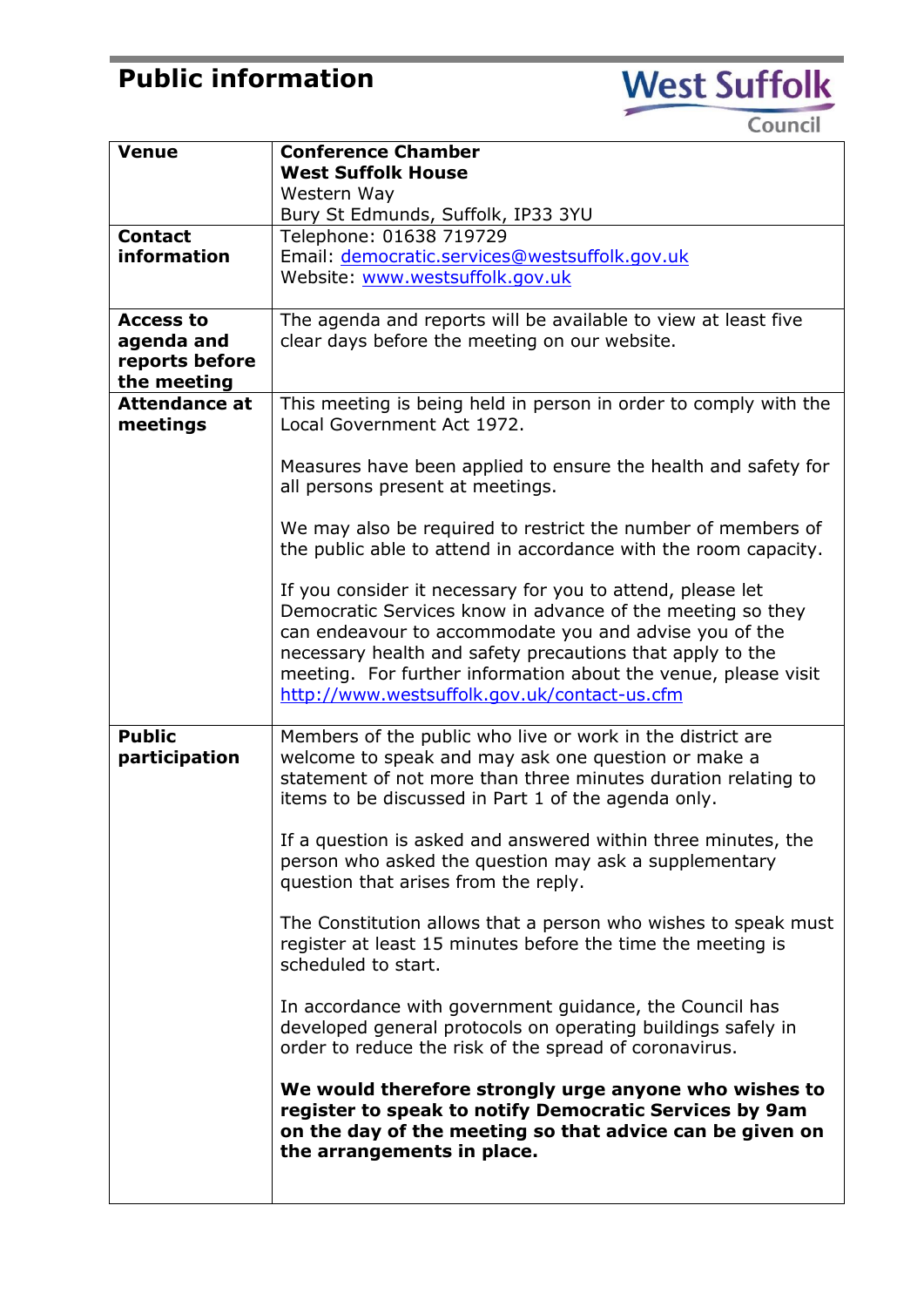# Public information

West Suffolk Council

| | |
|---|---|
| **Venue** | **Conference Chamber**<br>**West Suffolk House**<br>Western Way<br>Bury St Edmunds, Suffolk, IP33 3YU |
| **Contact information** | Telephone: 01638 719729<br>Email: democratic.services@westsuffolk.gov.uk<br>Website: www.westsuffolk.gov.uk |
| **Access to agenda and reports before the meeting** | The agenda and reports will be available to view at least five clear days before the meeting on our website. |
| **Attendance at meetings** | This meeting is being held in person in order to comply with the Local Government Act 1972.<br><br>Measures have been applied to ensure the health and safety for all persons present at meetings.<br><br>We may also be required to restrict the number of members of the public able to attend in accordance with the room capacity.<br><br>If you consider it necessary for you to attend, please let Democratic Services know in advance of the meeting so they can endeavour to accommodate you and advise you of the necessary health and safety precautions that apply to the meeting. For further information about the venue, please visit http://www.westsuffolk.gov.uk/contact-us.cfm |
| **Public participation** | Members of the public who live or work in the district are welcome to speak and may ask one question or make a statement of not more than three minutes duration relating to items to be discussed in Part 1 of the agenda only.<br><br>If a question is asked and answered within three minutes, the person who asked the question may ask a supplementary question that arises from the reply.<br><br>The Constitution allows that a person who wishes to speak must register at least 15 minutes before the time the meeting is scheduled to start.<br><br>In accordance with government guidance, the Council has developed general protocols on operating buildings safely in order to reduce the risk of the spread of coronavirus.<br><br>**We would therefore strongly urge anyone who wishes to register to speak to notify Democratic Services by 9am on the day of the meeting so that advice can be given on the arrangements in place.** |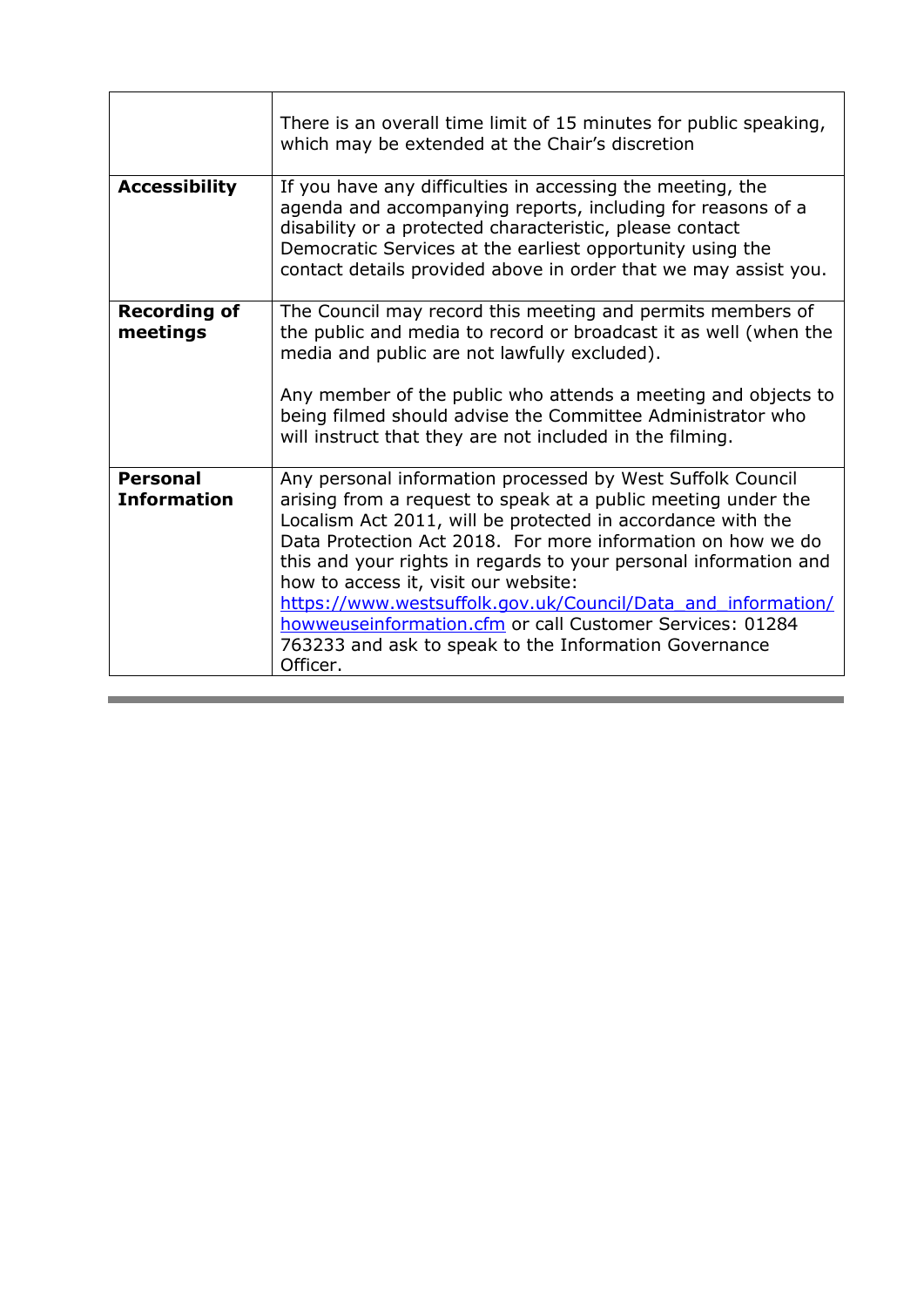| | |
|---|---|
| | There is an overall time limit of 15 minutes for public speaking, which may be extended at the Chair's discretion |
| **Accessibility** | If you have any difficulties in accessing the meeting, the agenda and accompanying reports, including for reasons of a disability or a protected characteristic, please contact Democratic Services at the earliest opportunity using the contact details provided above in order that we may assist you. |
| **Recording of meetings** | The Council may record this meeting and permits members of the public and media to record or broadcast it as well (when the media and public are not lawfully excluded).<br><br>Any member of the public who attends a meeting and objects to being filmed should advise the Committee Administrator who will instruct that they are not included in the filming. |
| **Personal Information** | Any personal information processed by West Suffolk Council arising from a request to speak at a public meeting under the Localism Act 2011, will be protected in accordance with the Data Protection Act 2018. For more information on how we do this and your rights in regards to your personal information and how to access it, visit our website: https://www.westsuffolk.gov.uk/Council/Data_and_information/howweuseinformation.cfm or call Customer Services: 01284 763233 and ask to speak to the Information Governance Officer. |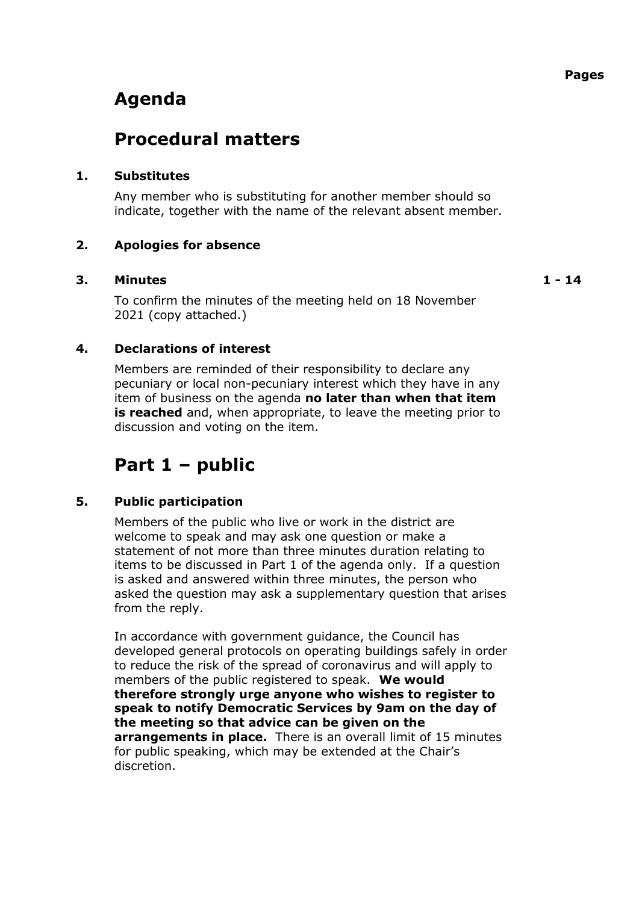Pages

# Agenda

## Procedural matters

**1. Substitutes**

Any member who is substituting for another member should so indicate, together with the name of the relevant absent member.

**2. Apologies for absence**

**3. Minutes** — **1 - 14**

To confirm the minutes of the meeting held on 18 November 2021 (copy attached.)

**4. Declarations of interest**

Members are reminded of their responsibility to declare any pecuniary or local non-pecuniary interest which they have in any item of business on the agenda **no later than when that item is reached** and, when appropriate, to leave the meeting prior to discussion and voting on the item.

## Part 1 – public

**5. Public participation**

Members of the public who live or work in the district are welcome to speak and may ask one question or make a statement of not more than three minutes duration relating to items to be discussed in Part 1 of the agenda only. If a question is asked and answered within three minutes, the person who asked the question may ask a supplementary question that arises from the reply.

In accordance with government guidance, the Council has developed general protocols on operating buildings safely in order to reduce the risk of the spread of coronavirus and will apply to members of the public registered to speak. **We would therefore strongly urge anyone who wishes to register to speak to notify Democratic Services by 9am on the day of the meeting so that advice can be given on the arrangements in place.** There is an overall limit of 15 minutes for public speaking, which may be extended at the Chair's discretion.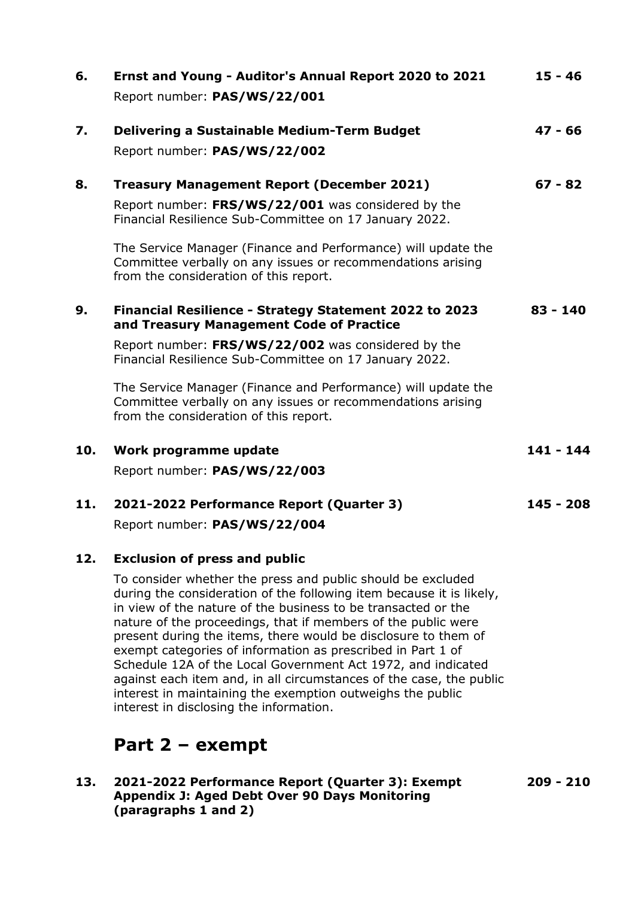**6. Ernst and Young - Auditor's Annual Report 2020 to 2021** — 15 - 46

Report number: **PAS/WS/22/001**

**7. Delivering a Sustainable Medium-Term Budget** — 47 - 66

Report number: **PAS/WS/22/002**

**8. Treasury Management Report (December 2021)** — 67 - 82

Report number: **FRS/WS/22/001** was considered by the Financial Resilience Sub-Committee on 17 January 2022.

The Service Manager (Finance and Performance) will update the Committee verbally on any issues or recommendations arising from the consideration of this report.

**9. Financial Resilience - Strategy Statement 2022 to 2023 and Treasury Management Code of Practice** — 83 - 140

Report number: **FRS/WS/22/002** was considered by the Financial Resilience Sub-Committee on 17 January 2022.

The Service Manager (Finance and Performance) will update the Committee verbally on any issues or recommendations arising from the consideration of this report.

**10. Work programme update** — 141 - 144

Report number: **PAS/WS/22/003**

**11. 2021-2022 Performance Report (Quarter 3)** — 145 - 208

Report number: **PAS/WS/22/004**

**12. Exclusion of press and public**

To consider whether the press and public should be excluded during the consideration of the following item because it is likely, in view of the nature of the business to be transacted or the nature of the proceedings, that if members of the public were present during the items, there would be disclosure to them of exempt categories of information as prescribed in Part 1 of Schedule 12A of the Local Government Act 1972, and indicated against each item and, in all circumstances of the case, the public interest in maintaining the exemption outweighs the public interest in disclosing the information.

# Part 2 – exempt

**13. 2021-2022 Performance Report (Quarter 3): Exempt Appendix J: Aged Debt Over 90 Days Monitoring (paragraphs 1 and 2)** — 209 - 210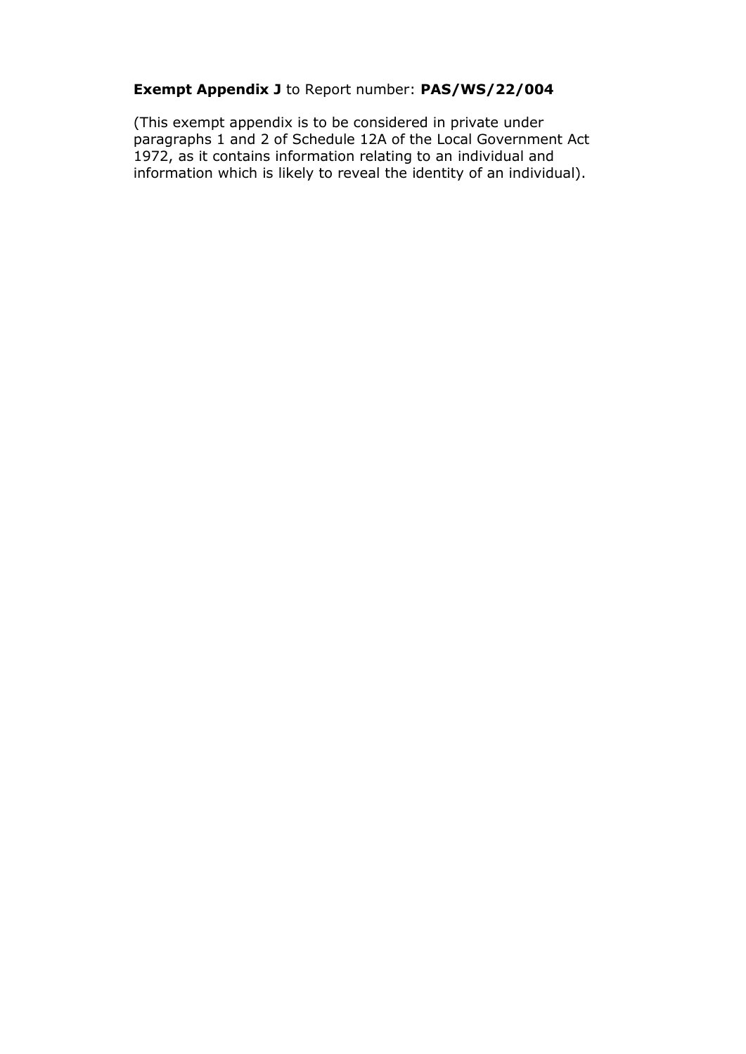**Exempt Appendix J** to Report number: **PAS/WS/22/004**

(This exempt appendix is to be considered in private under paragraphs 1 and 2 of Schedule 12A of the Local Government Act 1972, as it contains information relating to an individual and information which is likely to reveal the identity of an individual).